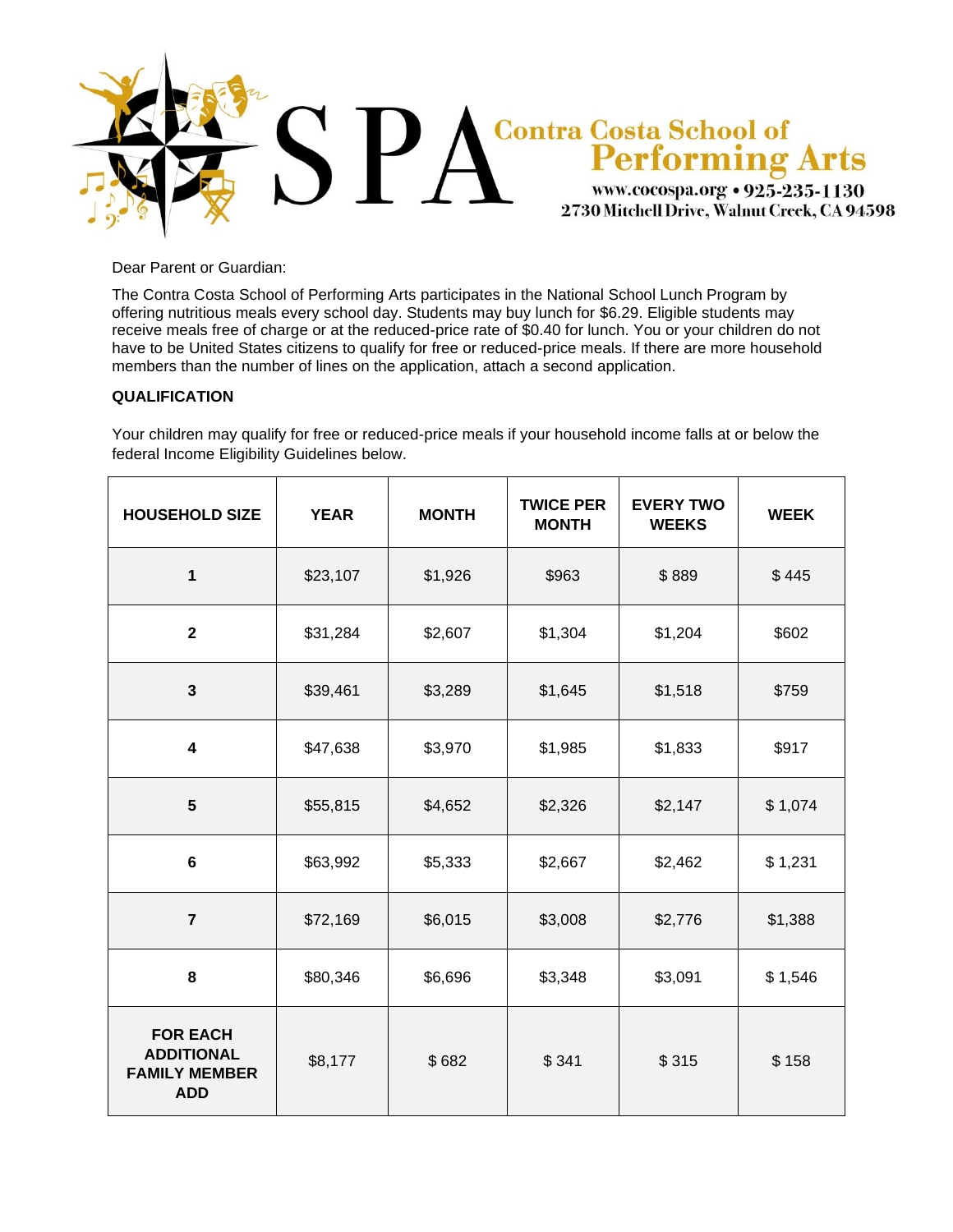# SPA Contra Costa School of Performing Arts

www.cocospa.org • 925-235-1130
2730 Mitchell Drive, Walnut Creek, CA 94598

Dear Parent or Guardian:

The Contra Costa School of Performing Arts participates in the National School Lunch Program by offering nutritious meals every school day. Students may buy lunch for $6.29. Eligible students may receive meals free of charge or at the reduced-price rate of $0.40 for lunch. You or your children do not have to be United States citizens to qualify for free or reduced-price meals. If there are more household members than the number of lines on the application, attach a second application.

**QUALIFICATION**

Your children may qualify for free or reduced-price meals if your household income falls at or below the federal Income Eligibility Guidelines below.

| HOUSEHOLD SIZE | YEAR | MONTH | TWICE PER MONTH | EVERY TWO WEEKS | WEEK |
|---|---|---|---|---|---|
| 1 | $23,107 | $1,926 | $963 | $ 889 | $ 445 |
| 2 | $31,284 | $2,607 | $1,304 | $1,204 | $602 |
| 3 | $39,461 | $3,289 | $1,645 | $1,518 | $759 |
| 4 | $47,638 | $3,970 | $1,985 | $1,833 | $917 |
| 5 | $55,815 | $4,652 | $2,326 | $2,147 | $ 1,074 |
| 6 | $63,992 | $5,333 | $2,667 | $2,462 | $ 1,231 |
| 7 | $72,169 | $6,015 | $3,008 | $2,776 | $1,388 |
| 8 | $80,346 | $6,696 | $3,348 | $3,091 | $ 1,546 |
| FOR EACH ADDITIONAL FAMILY MEMBER ADD | $8,177 | $ 682 | $ 341 | $ 315 | $ 158 |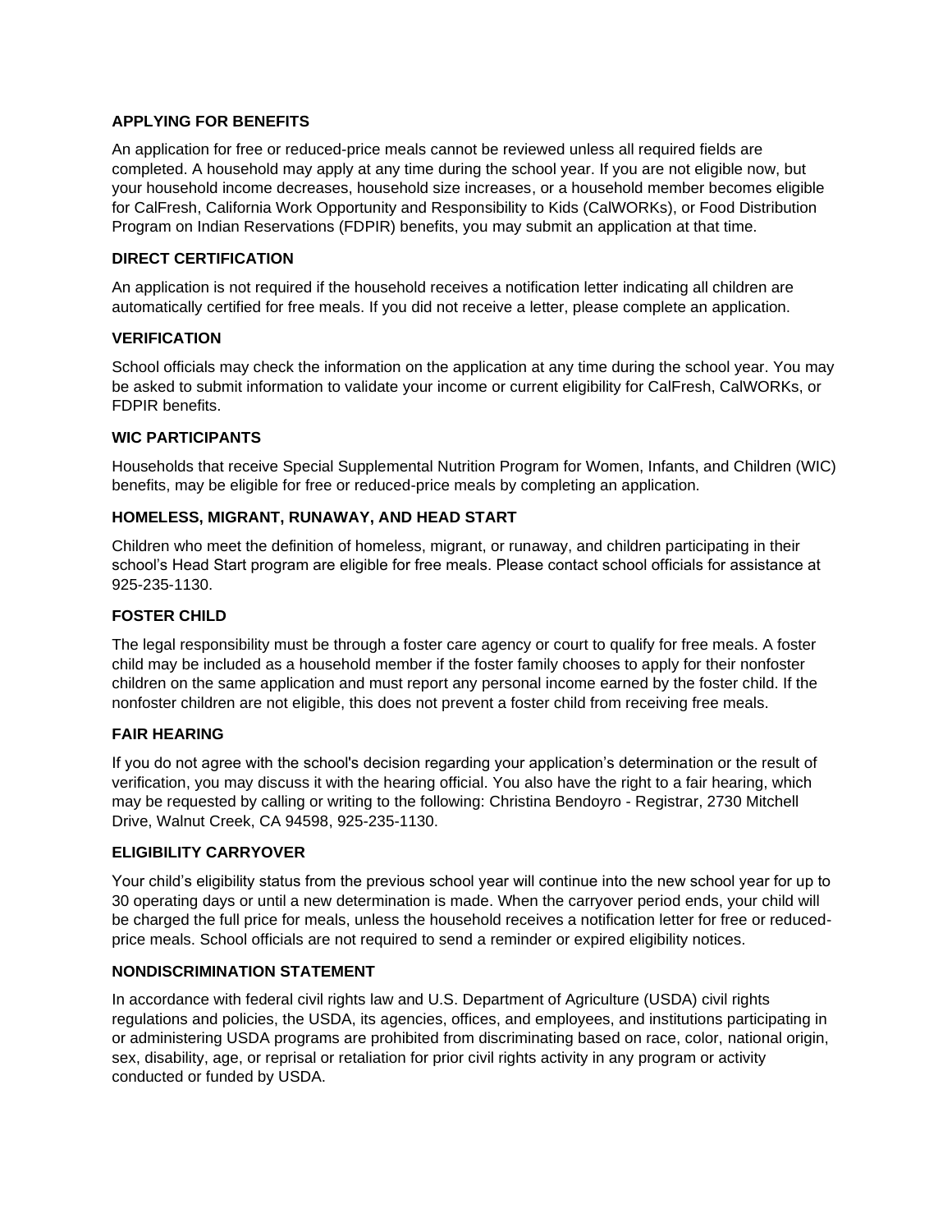## APPLYING FOR BENEFITS

An application for free or reduced-price meals cannot be reviewed unless all required fields are completed. A household may apply at any time during the school year. If you are not eligible now, but your household income decreases, household size increases, or a household member becomes eligible for CalFresh, California Work Opportunity and Responsibility to Kids (CalWORKs), or Food Distribution Program on Indian Reservations (FDPIR) benefits, you may submit an application at that time.

## DIRECT CERTIFICATION

An application is not required if the household receives a notification letter indicating all children are automatically certified for free meals. If you did not receive a letter, please complete an application.

## VERIFICATION

School officials may check the information on the application at any time during the school year. You may be asked to submit information to validate your income or current eligibility for CalFresh, CalWORKs, or FDPIR benefits.

## WIC PARTICIPANTS

Households that receive Special Supplemental Nutrition Program for Women, Infants, and Children (WIC) benefits, may be eligible for free or reduced-price meals by completing an application.

## HOMELESS, MIGRANT, RUNAWAY, AND HEAD START

Children who meet the definition of homeless, migrant, or runaway, and children participating in their school's Head Start program are eligible for free meals. Please contact school officials for assistance at 925-235-1130.

## FOSTER CHILD

The legal responsibility must be through a foster care agency or court to qualify for free meals. A foster child may be included as a household member if the foster family chooses to apply for their nonfoster children on the same application and must report any personal income earned by the foster child. If the nonfoster children are not eligible, this does not prevent a foster child from receiving free meals.

## FAIR HEARING

If you do not agree with the school's decision regarding your application's determination or the result of verification, you may discuss it with the hearing official. You also have the right to a fair hearing, which may be requested by calling or writing to the following: Christina Bendoyro - Registrar, 2730 Mitchell Drive, Walnut Creek, CA 94598, 925-235-1130.

## ELIGIBILITY CARRYOVER

Your child's eligibility status from the previous school year will continue into the new school year for up to 30 operating days or until a new determination is made. When the carryover period ends, your child will be charged the full price for meals, unless the household receives a notification letter for free or reduced-price meals. School officials are not required to send a reminder or expired eligibility notices.

## NONDISCRIMINATION STATEMENT

In accordance with federal civil rights law and U.S. Department of Agriculture (USDA) civil rights regulations and policies, the USDA, its agencies, offices, and employees, and institutions participating in or administering USDA programs are prohibited from discriminating based on race, color, national origin, sex, disability, age, or reprisal or retaliation for prior civil rights activity in any program or activity conducted or funded by USDA.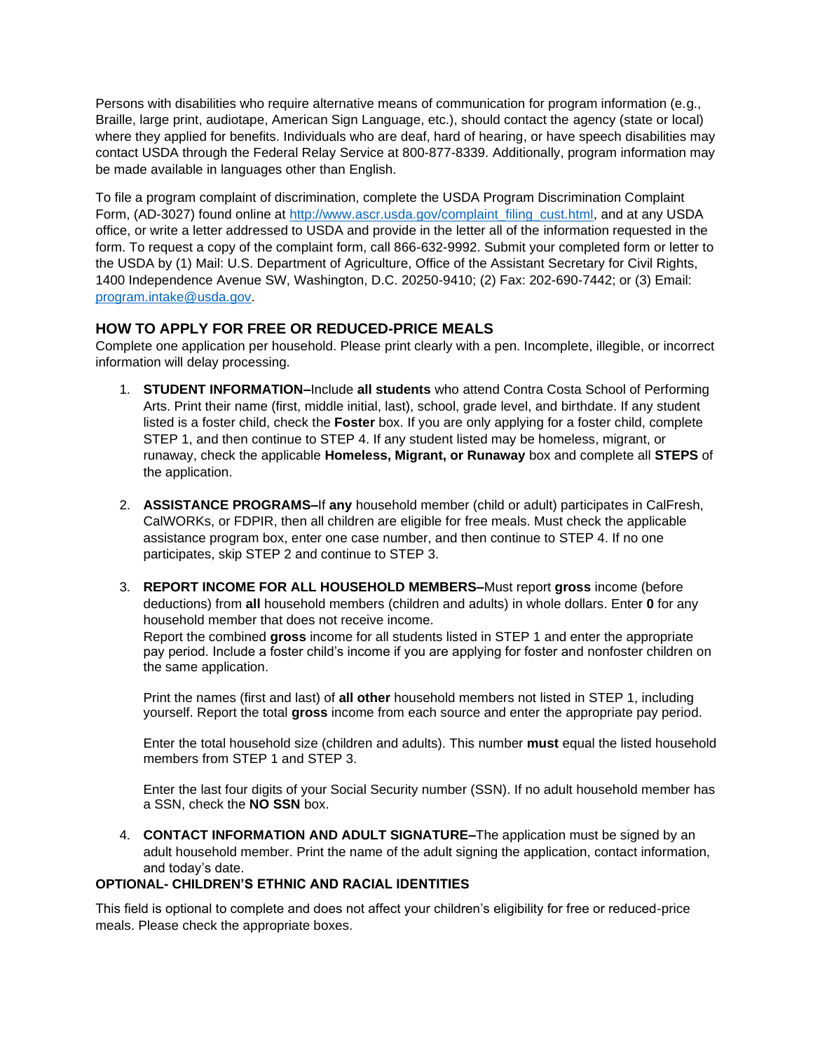Persons with disabilities who require alternative means of communication for program information (e.g., Braille, large print, audiotape, American Sign Language, etc.), should contact the agency (state or local) where they applied for benefits. Individuals who are deaf, hard of hearing, or have speech disabilities may contact USDA through the Federal Relay Service at 800-877-8339. Additionally, program information may be made available in languages other than English.

To file a program complaint of discrimination, complete the USDA Program Discrimination Complaint Form, (AD-3027) found online at [http://www.ascr.usda.gov/complaint_filing_cust.html](http://www.ascr.usda.gov/complaint_filing_cust.html), and at any USDA office, or write a letter addressed to USDA and provide in the letter all of the information requested in the form. To request a copy of the complaint form, call 866-632-9992. Submit your completed form or letter to the USDA by (1) Mail: U.S. Department of Agriculture, Office of the Assistant Secretary for Civil Rights, 1400 Independence Avenue SW, Washington, D.C. 20250-9410; (2) Fax: 202-690-7442; or (3) Email: [program.intake@usda.gov](mailto:program.intake@usda.gov).

## HOW TO APPLY FOR FREE OR REDUCED-PRICE MEALS

Complete one application per household. Please print clearly with a pen. Incomplete, illegible, or incorrect information will delay processing.

1. **STUDENT INFORMATION–**Include **all students** who attend Contra Costa School of Performing Arts. Print their name (first, middle initial, last), school, grade level, and birthdate. If any student listed is a foster child, check the **Foster** box. If you are only applying for a foster child, complete STEP 1, and then continue to STEP 4. If any student listed may be homeless, migrant, or runaway, check the applicable **Homeless, Migrant, or Runaway** box and complete all **STEPS** of the application.

2. **ASSISTANCE PROGRAMS–**If **any** household member (child or adult) participates in CalFresh, CalWORKs, or FDPIR, then all children are eligible for free meals. Must check the applicable assistance program box, enter one case number, and then continue to STEP 4. If no one participates, skip STEP 2 and continue to STEP 3.

3. **REPORT INCOME FOR ALL HOUSEHOLD MEMBERS–**Must report **gross** income (before deductions) from **all** household members (children and adults) in whole dollars. Enter **0** for any household member that does not receive income.
   Report the combined **gross** income for all students listed in STEP 1 and enter the appropriate pay period. Include a foster child's income if you are applying for foster and nonfoster children on the same application.

   Print the names (first and last) of **all other** household members not listed in STEP 1, including yourself. Report the total **gross** income from each source and enter the appropriate pay period.

   Enter the total household size (children and adults). This number **must** equal the listed household members from STEP 1 and STEP 3.

   Enter the last four digits of your Social Security number (SSN). If no adult household member has a SSN, check the **NO SSN** box.

4. **CONTACT INFORMATION AND ADULT SIGNATURE–**The application must be signed by an adult household member. Print the name of the adult signing the application, contact information, and today's date.

**OPTIONAL- CHILDREN'S ETHNIC AND RACIAL IDENTITIES**

This field is optional to complete and does not affect your children's eligibility for free or reduced-price meals. Please check the appropriate boxes.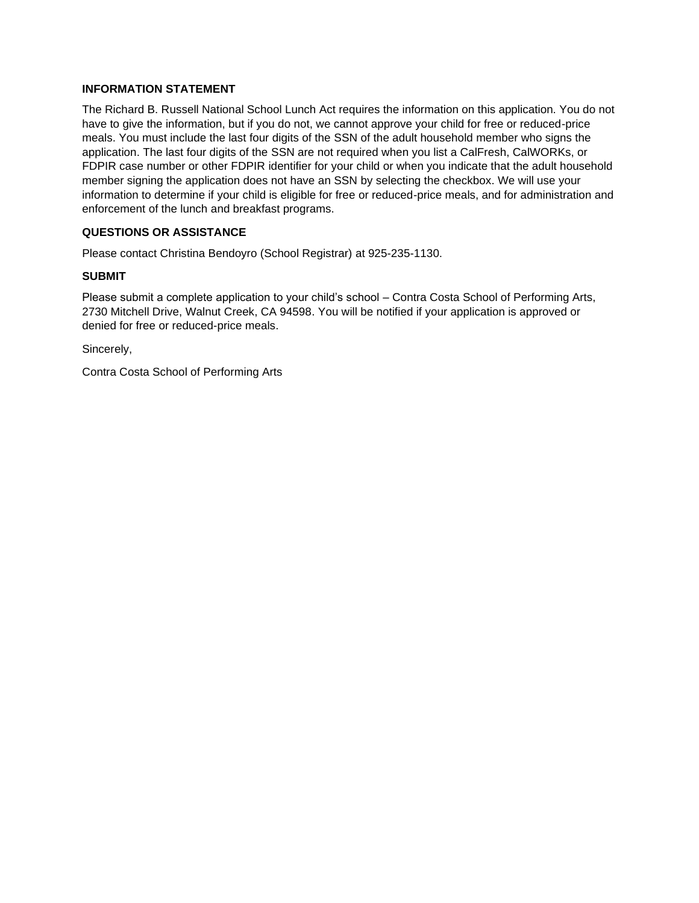**INFORMATION STATEMENT**

The Richard B. Russell National School Lunch Act requires the information on this application. You do not have to give the information, but if you do not, we cannot approve your child for free or reduced-price meals. You must include the last four digits of the SSN of the adult household member who signs the application. The last four digits of the SSN are not required when you list a CalFresh, CalWORKs, or FDPIR case number or other FDPIR identifier for your child or when you indicate that the adult household member signing the application does not have an SSN by selecting the checkbox. We will use your information to determine if your child is eligible for free or reduced-price meals, and for administration and enforcement of the lunch and breakfast programs.

**QUESTIONS OR ASSISTANCE**

Please contact Christina Bendoyro (School Registrar) at 925-235-1130.

**SUBMIT**

Please submit a complete application to your child's school – Contra Costa School of Performing Arts, 2730 Mitchell Drive, Walnut Creek, CA 94598. You will be notified if your application is approved or denied for free or reduced-price meals.

Sincerely,

Contra Costa School of Performing Arts